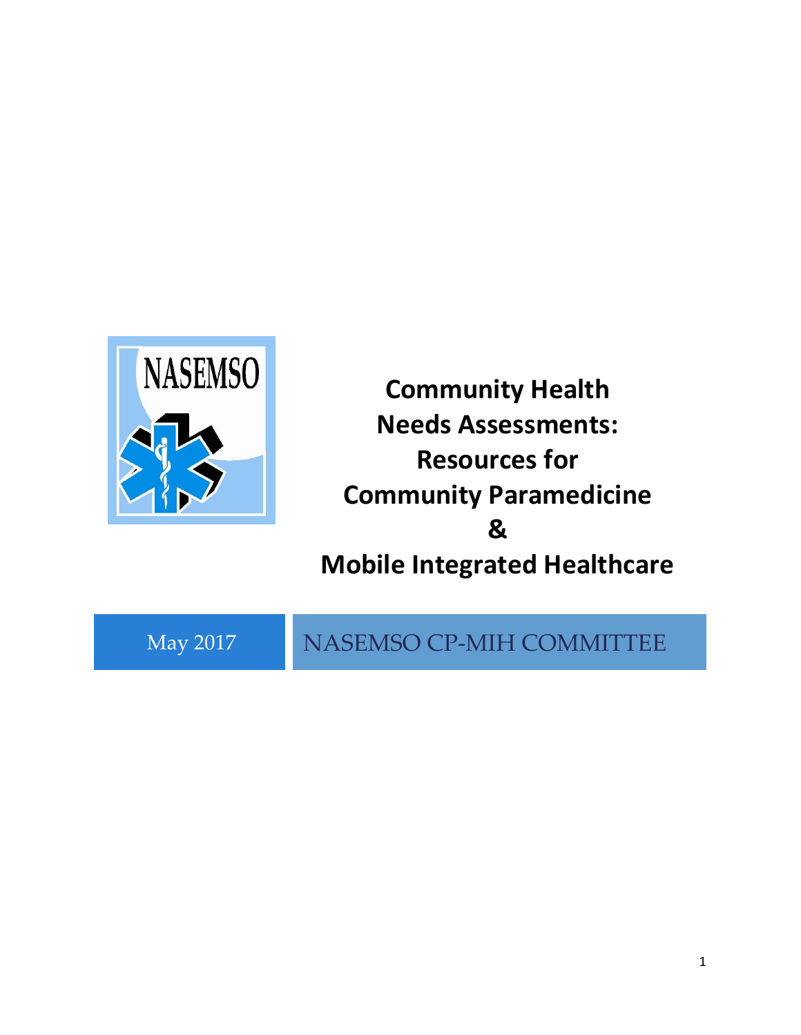NASEMSO

# Community Health Needs Assessments: Resources for Community Paramedicine & Mobile Integrated Healthcare

May 2017

NASEMSO CP-MIH COMMITTEE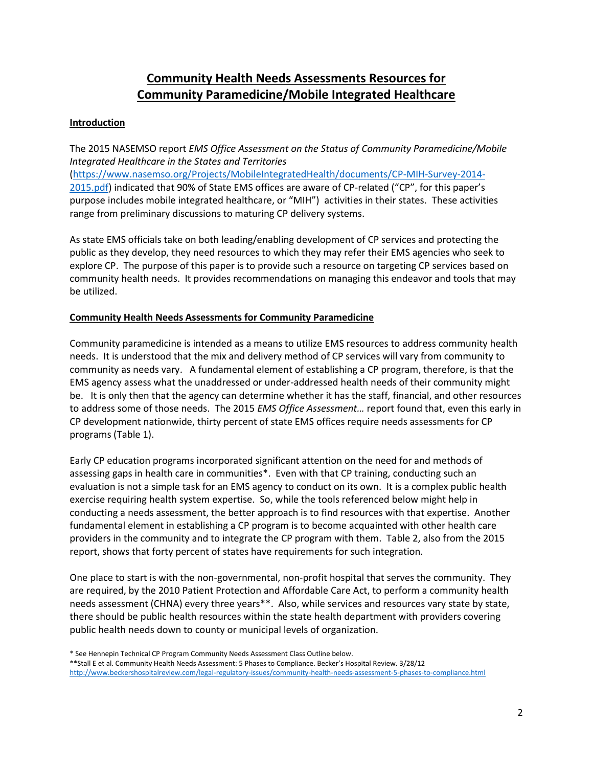# Community Health Needs Assessments Resources for Community Paramedicine/Mobile Integrated Healthcare

## Introduction

The 2015 NASEMSO report *EMS Office Assessment on the Status of Community Paramedicine/Mobile Integrated Healthcare in the States and Territories* (https://www.nasemso.org/Projects/MobileIntegratedHealth/documents/CP-MIH-Survey-2014-2015.pdf) indicated that 90% of State EMS offices are aware of CP-related ("CP", for this paper's purpose includes mobile integrated healthcare, or "MIH") activities in their states. These activities range from preliminary discussions to maturing CP delivery systems.

As state EMS officials take on both leading/enabling development of CP services and protecting the public as they develop, they need resources to which they may refer their EMS agencies who seek to explore CP. The purpose of this paper is to provide such a resource on targeting CP services based on community health needs. It provides recommendations on managing this endeavor and tools that may be utilized.

## Community Health Needs Assessments for Community Paramedicine

Community paramedicine is intended as a means to utilize EMS resources to address community health needs. It is understood that the mix and delivery method of CP services will vary from community to community as needs vary. A fundamental element of establishing a CP program, therefore, is that the EMS agency assess what the unaddressed or under-addressed health needs of their community might be. It is only then that the agency can determine whether it has the staff, financial, and other resources to address some of those needs. The 2015 *EMS Office Assessment…* report found that, even this early in CP development nationwide, thirty percent of state EMS offices require needs assessments for CP programs (Table 1).

Early CP education programs incorporated significant attention on the need for and methods of assessing gaps in health care in communities*. Even with that CP training, conducting such an evaluation is not a simple task for an EMS agency to conduct on its own. It is a complex public health exercise requiring health system expertise. So, while the tools referenced below might help in conducting a needs assessment, the better approach is to find resources with that expertise. Another fundamental element in establishing a CP program is to become acquainted with other health care providers in the community and to integrate the CP program with them. Table 2, also from the 2015 report, shows that forty percent of states have requirements for such integration.

One place to start is with the non-governmental, non-profit hospital that serves the community. They are required, by the 2010 Patient Protection and Affordable Care Act, to perform a community health needs assessment (CHNA) every three years**. Also, while services and resources vary state by state, there should be public health resources within the state health department with providers covering public health needs down to county or municipal levels of organization.

\* See Hennepin Technical CP Program Community Needs Assessment Class Outline below.

\*\*Stall E et al. Community Health Needs Assessment: 5 Phases to Compliance. Becker's Hospital Review. 3/28/12 http://www.beckershospitalreview.com/legal-regulatory-issues/community-health-needs-assessment-5-phases-to-compliance.html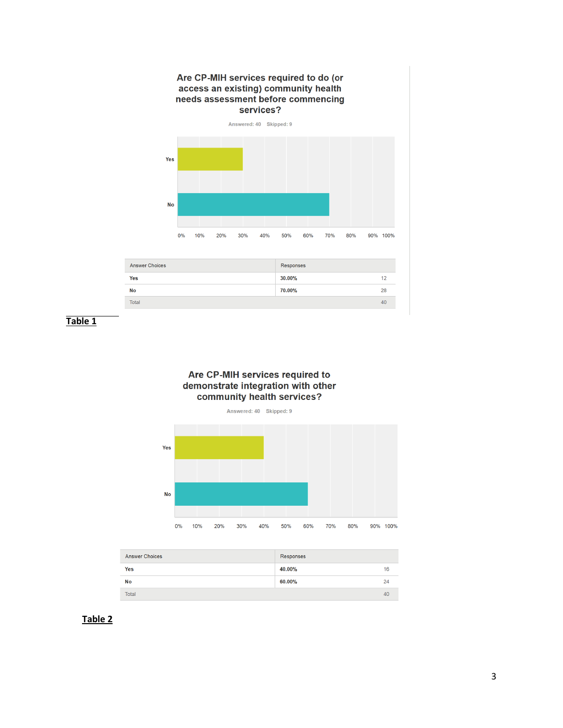**Are CP-MIH services required to do (or access an existing) community health needs assessment before commencing services?**

Answered: 40 Skipped: 9

| Answer Choices | Responses | |
|---|---|---|
| Yes | 30.00% | 12 |
| No | 70.00% | 28 |
| Total | | 40 |

**Table 1**

**Are CP-MIH services required to demonstrate integration with other community health services?**

Answered: 40 Skipped: 9

| Answer Choices | Responses | |
|---|---|---|
| Yes | 40.00% | 16 |
| No | 60.00% | 24 |
| Total | | 40 |

**Table 2**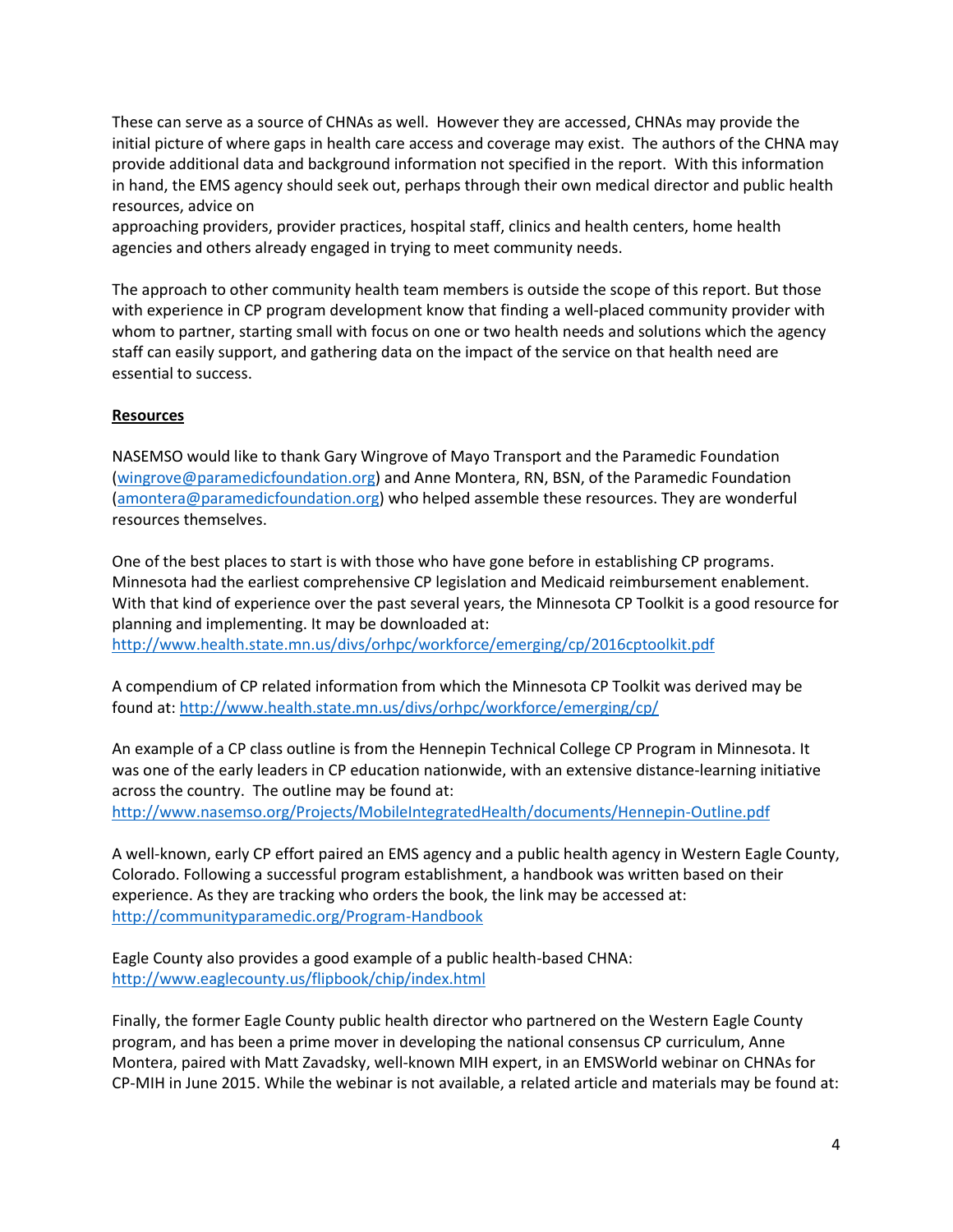These can serve as a source of CHNAs as well. However they are accessed, CHNAs may provide the initial picture of where gaps in health care access and coverage may exist. The authors of the CHNA may provide additional data and background information not specified in the report. With this information in hand, the EMS agency should seek out, perhaps through their own medical director and public health resources, advice on
approaching providers, provider practices, hospital staff, clinics and health centers, home health agencies and others already engaged in trying to meet community needs.

The approach to other community health team members is outside the scope of this report. But those with experience in CP program development know that finding a well-placed community provider with whom to partner, starting small with focus on one or two health needs and solutions which the agency staff can easily support, and gathering data on the impact of the service on that health need are essential to success.

## Resources

NASEMSO would like to thank Gary Wingrove of Mayo Transport and the Paramedic Foundation (wingrove@paramedicfoundation.org) and Anne Montera, RN, BSN, of the Paramedic Foundation (amontera@paramedicfoundation.org) who helped assemble these resources. They are wonderful resources themselves.

One of the best places to start is with those who have gone before in establishing CP programs. Minnesota had the earliest comprehensive CP legislation and Medicaid reimbursement enablement. With that kind of experience over the past several years, the Minnesota CP Toolkit is a good resource for planning and implementing. It may be downloaded at:
http://www.health.state.mn.us/divs/orhpc/workforce/emerging/cp/2016cptoolkit.pdf

A compendium of CP related information from which the Minnesota CP Toolkit was derived may be found at: http://www.health.state.mn.us/divs/orhpc/workforce/emerging/cp/

An example of a CP class outline is from the Hennepin Technical College CP Program in Minnesota. It was one of the early leaders in CP education nationwide, with an extensive distance-learning initiative across the country. The outline may be found at:
http://www.nasemso.org/Projects/MobileIntegratedHealth/documents/Hennepin-Outline.pdf

A well-known, early CP effort paired an EMS agency and a public health agency in Western Eagle County, Colorado. Following a successful program establishment, a handbook was written based on their experience. As they are tracking who orders the book, the link may be accessed at:
http://communityparamedic.org/Program-Handbook

Eagle County also provides a good example of a public health-based CHNA:
http://www.eaglecounty.us/flipbook/chip/index.html

Finally, the former Eagle County public health director who partnered on the Western Eagle County program, and has been a prime mover in developing the national consensus CP curriculum, Anne Montera, paired with Matt Zavadsky, well-known MIH expert, in an EMSWorld webinar on CHNAs for CP-MIH in June 2015. While the webinar is not available, a related article and materials may be found at: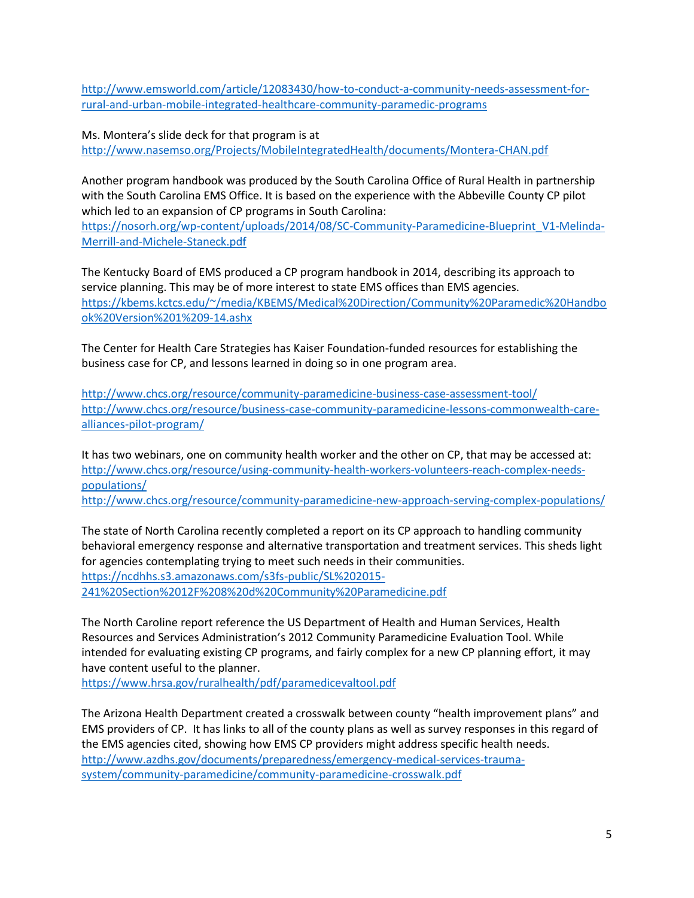http://www.emsworld.com/article/12083430/how-to-conduct-a-community-needs-assessment-for-rural-and-urban-mobile-integrated-healthcare-community-paramedic-programs

Ms. Montera's slide deck for that program is at
http://www.nasemso.org/Projects/MobileIntegratedHealth/documents/Montera-CHAN.pdf

Another program handbook was produced by the South Carolina Office of Rural Health in partnership with the South Carolina EMS Office. It is based on the experience with the Abbeville County CP pilot which led to an expansion of CP programs in South Carolina:
https://nosorh.org/wp-content/uploads/2014/08/SC-Community-Paramedicine-Blueprint_V1-Melinda-Merrill-and-Michele-Staneck.pdf

The Kentucky Board of EMS produced a CP program handbook in 2014, describing its approach to service planning. This may be of more interest to state EMS offices than EMS agencies.
https://kbems.kctcs.edu/~/media/KBEMS/Medical%20Direction/Community%20Paramedic%20Handbook%20Version%201%209-14.ashx

The Center for Health Care Strategies has Kaiser Foundation-funded resources for establishing the business case for CP, and lessons learned in doing so in one program area.

http://www.chcs.org/resource/community-paramedicine-business-case-assessment-tool/
http://www.chcs.org/resource/business-case-community-paramedicine-lessons-commonwealth-care-alliances-pilot-program/

It has two webinars, one on community health worker and the other on CP, that may be accessed at:
http://www.chcs.org/resource/using-community-health-workers-volunteers-reach-complex-needs-populations/
http://www.chcs.org/resource/community-paramedicine-new-approach-serving-complex-populations/

The state of North Carolina recently completed a report on its CP approach to handling community behavioral emergency response and alternative transportation and treatment services. This sheds light for agencies contemplating trying to meet such needs in their communities.
https://ncdhhs.s3.amazonaws.com/s3fs-public/SL%202015-241%20Section%2012F%208%20d%20Community%20Paramedicine.pdf

The North Caroline report reference the US Department of Health and Human Services, Health Resources and Services Administration's 2012 Community Paramedicine Evaluation Tool. While intended for evaluating existing CP programs, and fairly complex for a new CP planning effort, it may have content useful to the planner.
https://www.hrsa.gov/ruralhealth/pdf/paramedicevaltool.pdf

The Arizona Health Department created a crosswalk between county "health improvement plans" and EMS providers of CP. It has links to all of the county plans as well as survey responses in this regard of the EMS agencies cited, showing how EMS CP providers might address specific health needs.
http://www.azdhs.gov/documents/preparedness/emergency-medical-services-trauma-system/community-paramedicine/community-paramedicine-crosswalk.pdf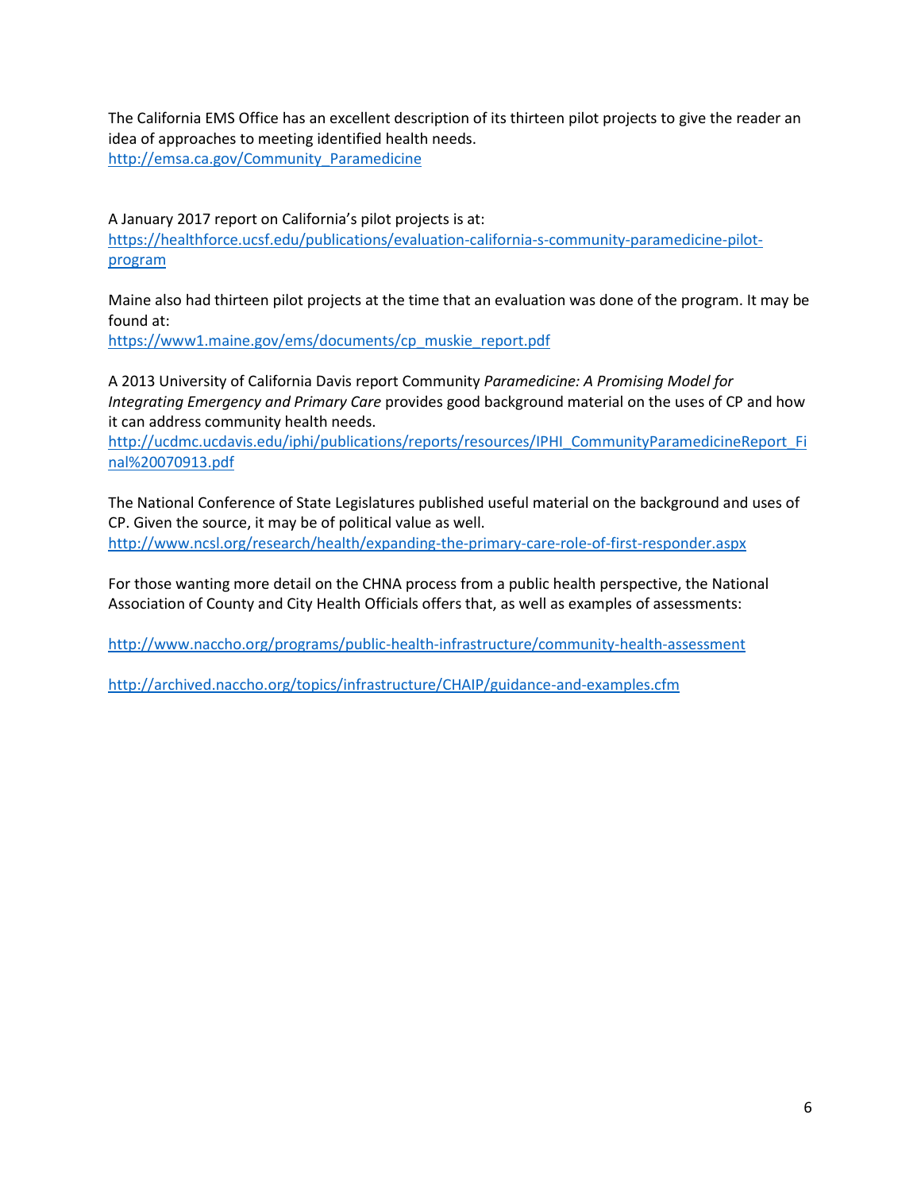The California EMS Office has an excellent description of its thirteen pilot projects to give the reader an idea of approaches to meeting identified health needs.
http://emsa.ca.gov/Community_Paramedicine

A January 2017 report on California's pilot projects is at:
https://healthforce.ucsf.edu/publications/evaluation-california-s-community-paramedicine-pilot-program

Maine also had thirteen pilot projects at the time that an evaluation was done of the program. It may be found at:
https://www1.maine.gov/ems/documents/cp_muskie_report.pdf

A 2013 University of California Davis report Community *Paramedicine: A Promising Model for Integrating Emergency and Primary Care* provides good background material on the uses of CP and how it can address community health needs.
http://ucdmc.ucdavis.edu/iphi/publications/reports/resources/IPHI_CommunityParamedicineReport_Final%20070913.pdf

The National Conference of State Legislatures published useful material on the background and uses of CP. Given the source, it may be of political value as well.
http://www.ncsl.org/research/health/expanding-the-primary-care-role-of-first-responder.aspx

For those wanting more detail on the CHNA process from a public health perspective, the National Association of County and City Health Officials offers that, as well as examples of assessments:

http://www.naccho.org/programs/public-health-infrastructure/community-health-assessment

http://archived.naccho.org/topics/infrastructure/CHAIP/guidance-and-examples.cfm